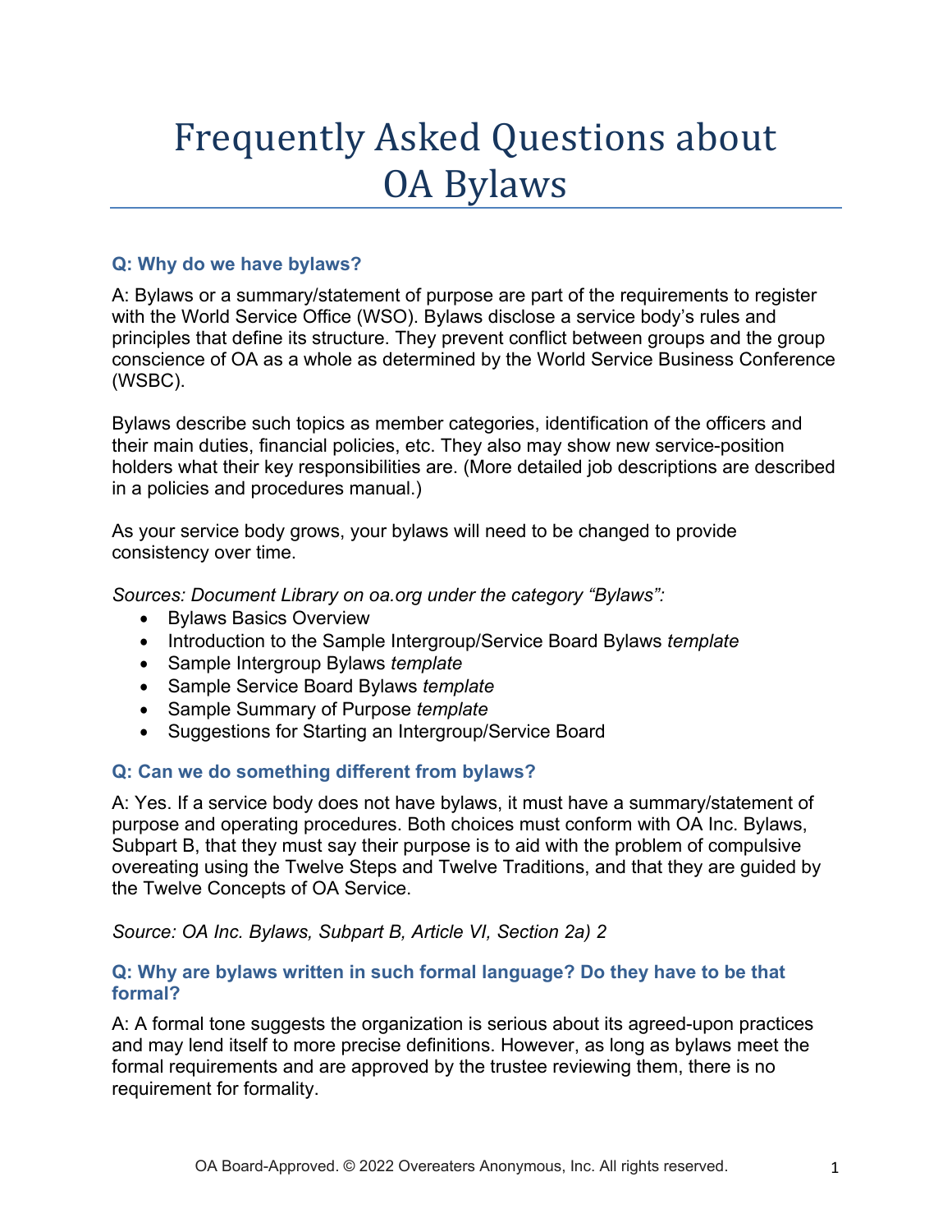# Frequently Asked Questions about OA Bylaws

### Q: Why do we have bylaws?

A: Bylaws or a summary/statement of purpose are part of the requirements to register with the World Service Office (WSO). Bylaws disclose a service body's rules and principles that define its structure. They prevent conflict between groups and the group conscience of OA as a whole as determined by the World Service Business Conference (WSBC).

Bylaws describe such topics as member categories, identification of the officers and their main duties, financial policies, etc. They also may show new service-position holders what their key responsibilities are. (More detailed job descriptions are described in a policies and procedures manual.)

As your service body grows, your bylaws will need to be changed to provide consistency over time.

*Sources: Document Library on oa.org under the category "Bylaws":*

- Bylaws Basics Overview
- Introduction to the Sample Intergroup/Service Board Bylaws *template*
- Sample Intergroup Bylaws *template*
- Sample Service Board Bylaws *template*
- Sample Summary of Purpose *template*
- Suggestions for Starting an Intergroup/Service Board

### Q: Can we do something different from bylaws?

A: Yes. If a service body does not have bylaws, it must have a summary/statement of purpose and operating procedures. Both choices must conform with OA Inc. Bylaws, Subpart B, that they must say their purpose is to aid with the problem of compulsive overeating using the Twelve Steps and Twelve Traditions, and that they are guided by the Twelve Concepts of OA Service.

*Source: OA Inc. Bylaws, Subpart B, Article VI, Section 2a) 2*

### Q: Why are bylaws written in such formal language? Do they have to be that formal?

A: A formal tone suggests the organization is serious about its agreed-upon practices and may lend itself to more precise definitions. However, as long as bylaws meet the formal requirements and are approved by the trustee reviewing them, there is no requirement for formality.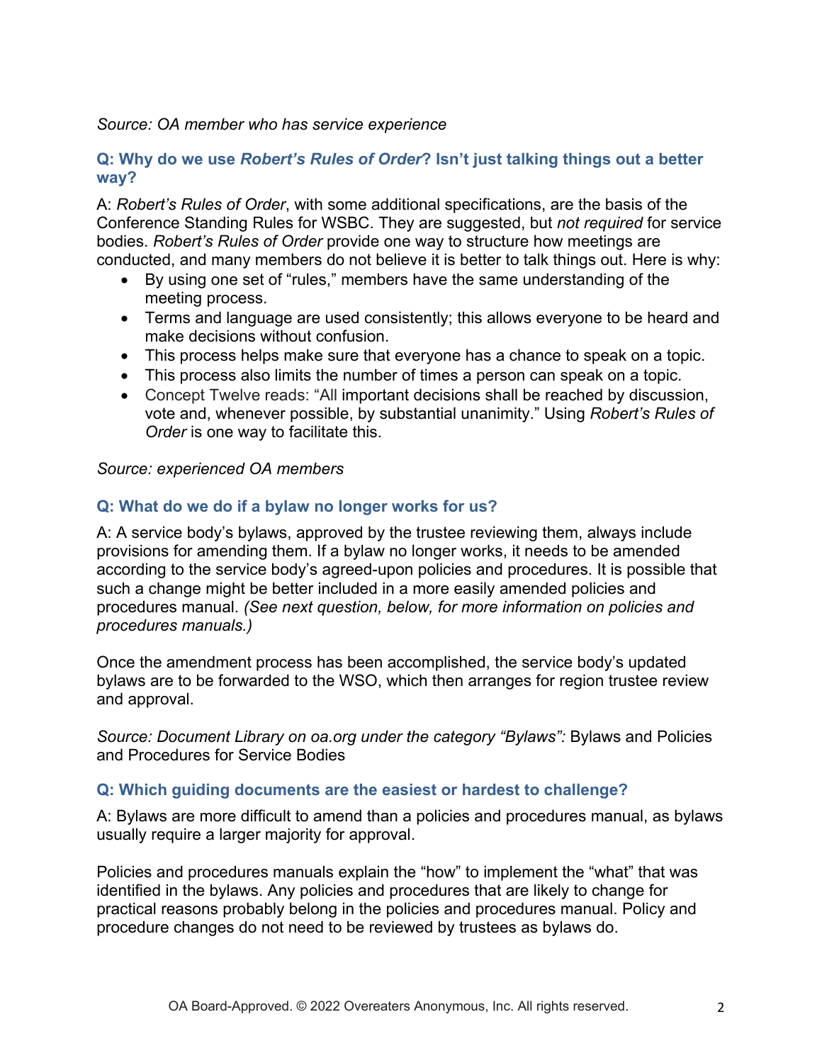*Source: OA member who has service experience*

### Q: Why do we use *Robert's Rules of Order*? Isn't just talking things out a better way?

A: *Robert's Rules of Order*, with some additional specifications, are the basis of the Conference Standing Rules for WSBC. They are suggested, but *not required* for service bodies. *Robert's Rules of Order* provide one way to structure how meetings are conducted, and many members do not believe it is better to talk things out. Here is why:

- By using one set of "rules," members have the same understanding of the meeting process.
- Terms and language are used consistently; this allows everyone to be heard and make decisions without confusion.
- This process helps make sure that everyone has a chance to speak on a topic.
- This process also limits the number of times a person can speak on a topic.
- Concept Twelve reads: "All important decisions shall be reached by discussion, vote and, whenever possible, by substantial unanimity." Using *Robert's Rules of Order* is one way to facilitate this.

*Source: experienced OA members*

### Q: What do we do if a bylaw no longer works for us?

A: A service body's bylaws, approved by the trustee reviewing them, always include provisions for amending them. If a bylaw no longer works, it needs to be amended according to the service body's agreed-upon policies and procedures. It is possible that such a change might be better included in a more easily amended policies and procedures manual. *(See next question, below, for more information on policies and procedures manuals.)*

Once the amendment process has been accomplished, the service body's updated bylaws are to be forwarded to the WSO, which then arranges for region trustee review and approval.

*Source: Document Library on oa.org under the category "Bylaws":* Bylaws and Policies and Procedures for Service Bodies

### Q: Which guiding documents are the easiest or hardest to challenge?

A: Bylaws are more difficult to amend than a policies and procedures manual, as bylaws usually require a larger majority for approval.

Policies and procedures manuals explain the "how" to implement the "what" that was identified in the bylaws. Any policies and procedures that are likely to change for practical reasons probably belong in the policies and procedures manual. Policy and procedure changes do not need to be reviewed by trustees as bylaws do.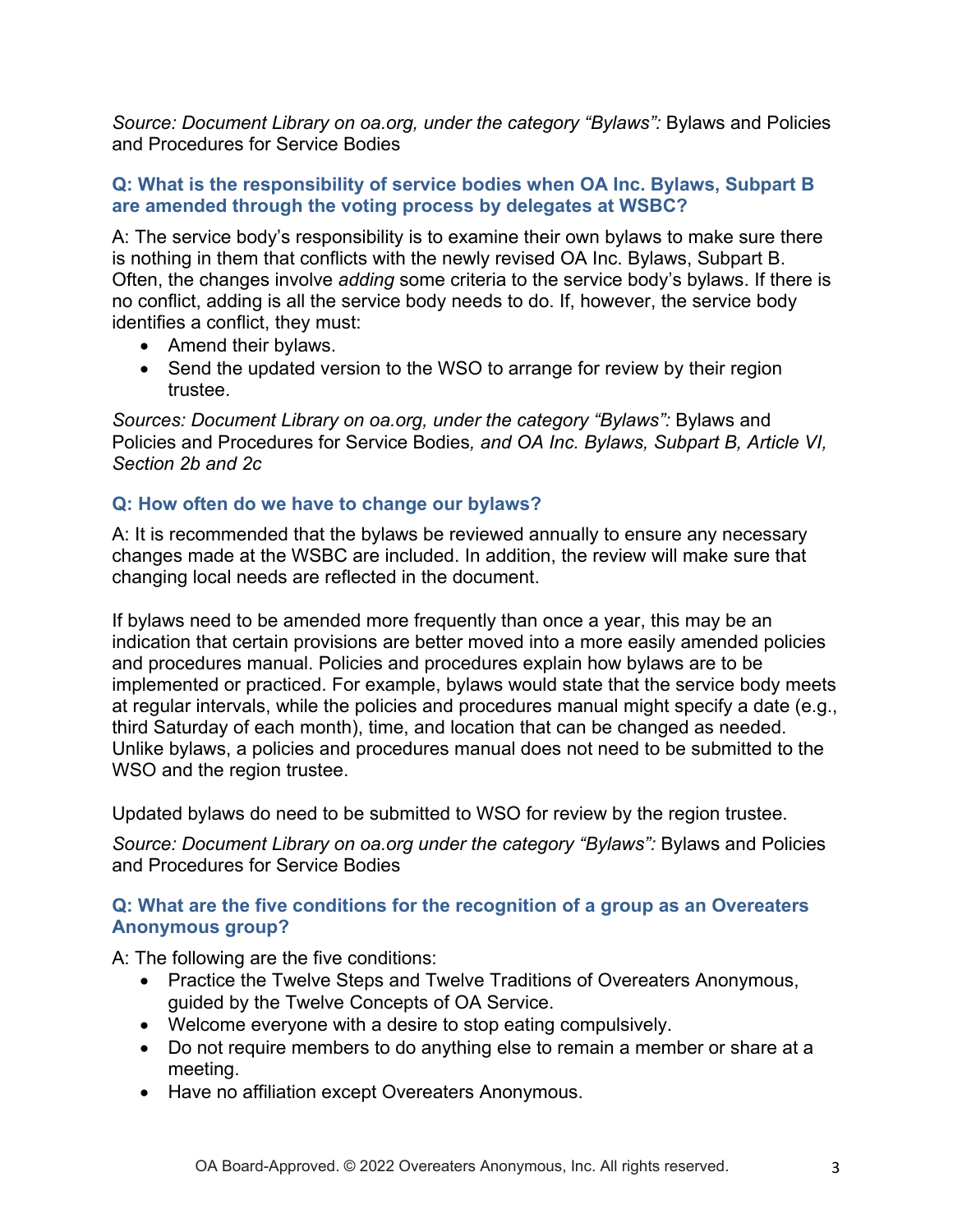*Source: Document Library on oa.org, under the category "Bylaws":* Bylaws and Policies and Procedures for Service Bodies

### Q: What is the responsibility of service bodies when OA Inc. Bylaws, Subpart B are amended through the voting process by delegates at WSBC?

A: The service body's responsibility is to examine their own bylaws to make sure there is nothing in them that conflicts with the newly revised OA Inc. Bylaws, Subpart B. Often, the changes involve *adding* some criteria to the service body's bylaws. If there is no conflict, adding is all the service body needs to do. If, however, the service body identifies a conflict, they must:

- Amend their bylaws.
- Send the updated version to the WSO to arrange for review by their region trustee.

*Sources: Document Library on oa.org, under the category "Bylaws":* Bylaws and Policies and Procedures for Service Bodies*, and OA Inc. Bylaws, Subpart B, Article VI, Section 2b and 2c*

### Q: How often do we have to change our bylaws?

A: It is recommended that the bylaws be reviewed annually to ensure any necessary changes made at the WSBC are included. In addition, the review will make sure that changing local needs are reflected in the document.

If bylaws need to be amended more frequently than once a year, this may be an indication that certain provisions are better moved into a more easily amended policies and procedures manual. Policies and procedures explain how bylaws are to be implemented or practiced. For example, bylaws would state that the service body meets at regular intervals, while the policies and procedures manual might specify a date (e.g., third Saturday of each month), time, and location that can be changed as needed. Unlike bylaws, a policies and procedures manual does not need to be submitted to the WSO and the region trustee.

Updated bylaws do need to be submitted to WSO for review by the region trustee.

*Source: Document Library on oa.org under the category "Bylaws":* Bylaws and Policies and Procedures for Service Bodies

### Q: What are the five conditions for the recognition of a group as an Overeaters Anonymous group?

A: The following are the five conditions:

- Practice the Twelve Steps and Twelve Traditions of Overeaters Anonymous, guided by the Twelve Concepts of OA Service.
- Welcome everyone with a desire to stop eating compulsively.
- Do not require members to do anything else to remain a member or share at a meeting.
- Have no affiliation except Overeaters Anonymous.

OA Board-Approved. © 2022 Overeaters Anonymous, Inc. All rights reserved.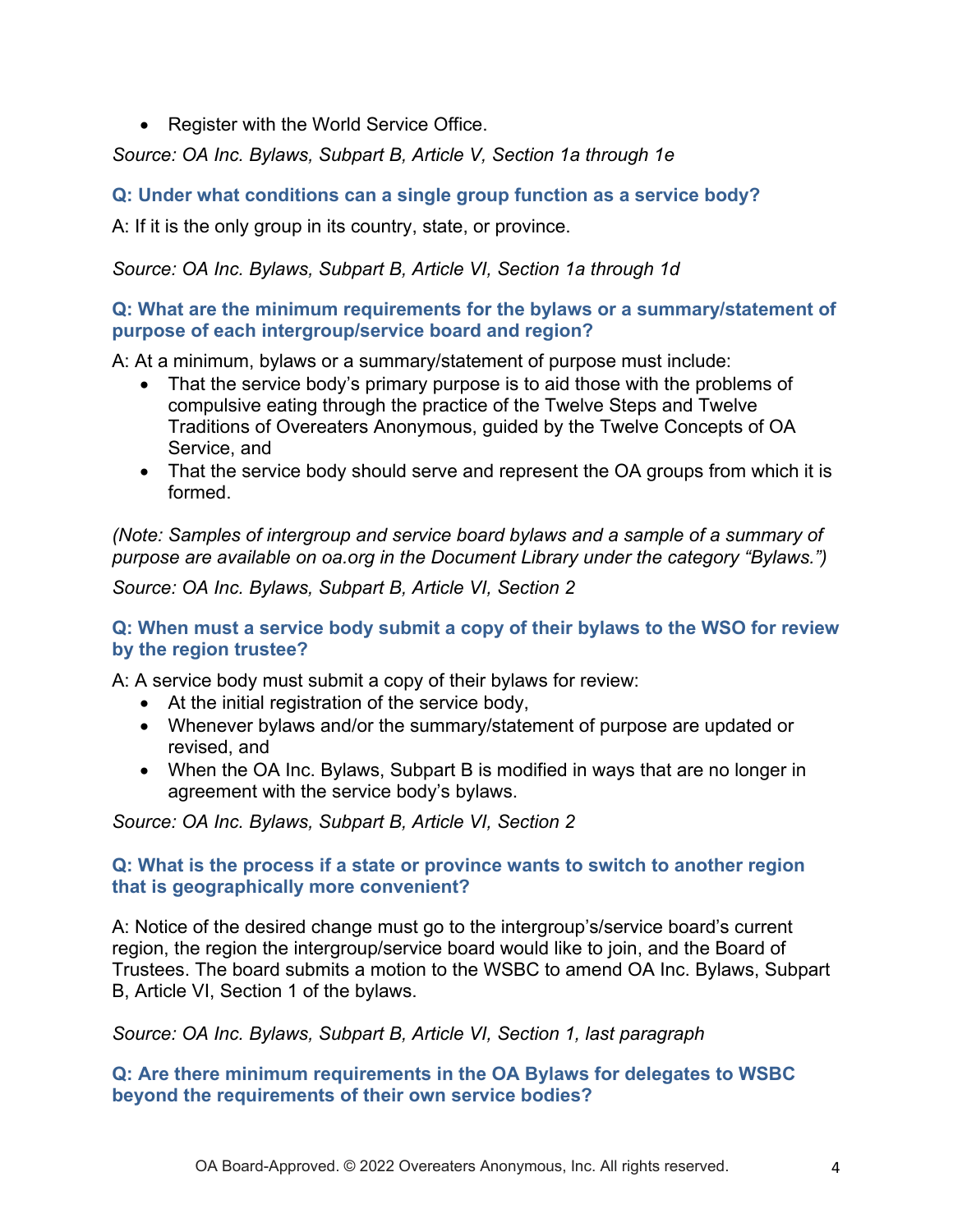- Register with the World Service Office.

*Source: OA Inc. Bylaws, Subpart B, Article V, Section 1a through 1e*

### Q: Under what conditions can a single group function as a service body?

A: If it is the only group in its country, state, or province.

*Source: OA Inc. Bylaws, Subpart B, Article VI, Section 1a through 1d*

### Q: What are the minimum requirements for the bylaws or a summary/statement of purpose of each intergroup/service board and region?

A: At a minimum, bylaws or a summary/statement of purpose must include:

- That the service body's primary purpose is to aid those with the problems of compulsive eating through the practice of the Twelve Steps and Twelve Traditions of Overeaters Anonymous, guided by the Twelve Concepts of OA Service, and
- That the service body should serve and represent the OA groups from which it is formed.

*(Note: Samples of intergroup and service board bylaws and a sample of a summary of purpose are available on oa.org in the Document Library under the category "Bylaws.")*

*Source: OA Inc. Bylaws, Subpart B, Article VI, Section 2*

### Q: When must a service body submit a copy of their bylaws to the WSO for review by the region trustee?

A: A service body must submit a copy of their bylaws for review:

- At the initial registration of the service body,
- Whenever bylaws and/or the summary/statement of purpose are updated or revised, and
- When the OA Inc. Bylaws, Subpart B is modified in ways that are no longer in agreement with the service body's bylaws.

*Source: OA Inc. Bylaws, Subpart B, Article VI, Section 2*

### Q: What is the process if a state or province wants to switch to another region that is geographically more convenient?

A: Notice of the desired change must go to the intergroup's/service board's current region, the region the intergroup/service board would like to join, and the Board of Trustees. The board submits a motion to the WSBC to amend OA Inc. Bylaws, Subpart B, Article VI, Section 1 of the bylaws.

*Source: OA Inc. Bylaws, Subpart B, Article VI, Section 1, last paragraph*

### Q: Are there minimum requirements in the OA Bylaws for delegates to WSBC beyond the requirements of their own service bodies?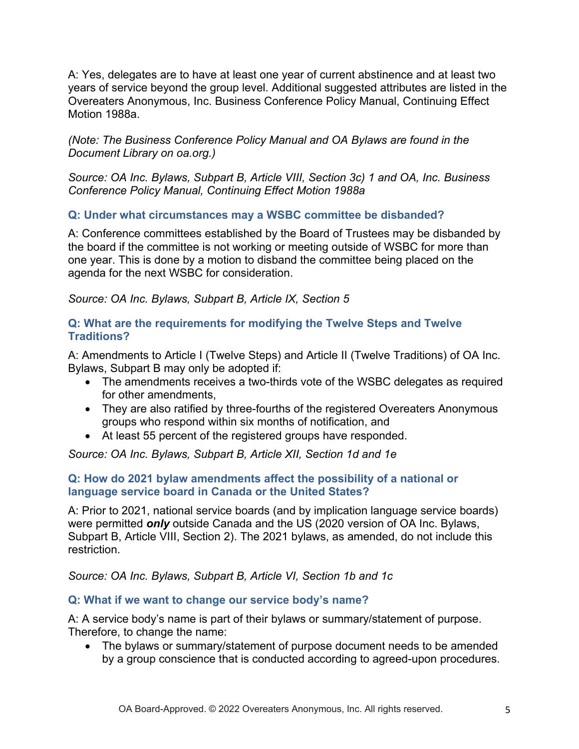A: Yes, delegates are to have at least one year of current abstinence and at least two years of service beyond the group level. Additional suggested attributes are listed in the Overeaters Anonymous, Inc. Business Conference Policy Manual, Continuing Effect Motion 1988a.

*(Note: The Business Conference Policy Manual and OA Bylaws are found in the Document Library on oa.org.)*

*Source: OA Inc. Bylaws, Subpart B, Article VIII, Section 3c) 1 and OA, Inc. Business Conference Policy Manual, Continuing Effect Motion 1988a*

### Q: Under what circumstances may a WSBC committee be disbanded?

A: Conference committees established by the Board of Trustees may be disbanded by the board if the committee is not working or meeting outside of WSBC for more than one year. This is done by a motion to disband the committee being placed on the agenda for the next WSBC for consideration.

*Source: OA Inc. Bylaws, Subpart B, Article IX, Section 5*

### Q: What are the requirements for modifying the Twelve Steps and Twelve Traditions?

A: Amendments to Article I (Twelve Steps) and Article II (Twelve Traditions) of OA Inc. Bylaws, Subpart B may only be adopted if:

- The amendments receives a two-thirds vote of the WSBC delegates as required for other amendments,
- They are also ratified by three-fourths of the registered Overeaters Anonymous groups who respond within six months of notification, and
- At least 55 percent of the registered groups have responded.

*Source: OA Inc. Bylaws, Subpart B, Article XII, Section 1d and 1e*

### Q: How do 2021 bylaw amendments affect the possibility of a national or language service board in Canada or the United States?

A: Prior to 2021, national service boards (and by implication language service boards) were permitted ***only*** outside Canada and the US (2020 version of OA Inc. Bylaws, Subpart B, Article VIII, Section 2). The 2021 bylaws, as amended, do not include this restriction.

*Source: OA Inc. Bylaws, Subpart B, Article VI, Section 1b and 1c*

### Q: What if we want to change our service body's name?

A: A service body's name is part of their bylaws or summary/statement of purpose. Therefore, to change the name:

- The bylaws or summary/statement of purpose document needs to be amended by a group conscience that is conducted according to agreed-upon procedures.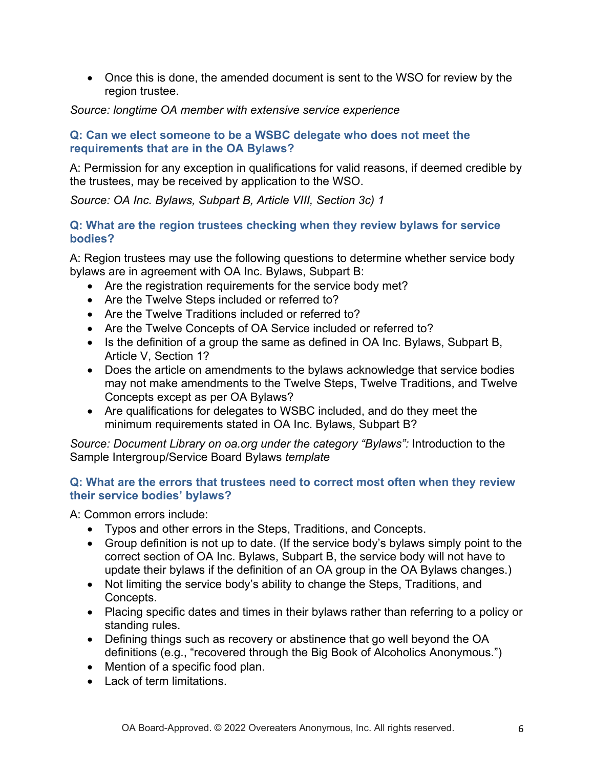- Once this is done, the amended document is sent to the WSO for review by the region trustee.

*Source: longtime OA member with extensive service experience*

### Q: Can we elect someone to be a WSBC delegate who does not meet the requirements that are in the OA Bylaws?

A: Permission for any exception in qualifications for valid reasons, if deemed credible by the trustees, may be received by application to the WSO.

*Source: OA Inc. Bylaws, Subpart B, Article VIII, Section 3c) 1*

### Q: What are the region trustees checking when they review bylaws for service bodies?

A: Region trustees may use the following questions to determine whether service body bylaws are in agreement with OA Inc. Bylaws, Subpart B:

- Are the registration requirements for the service body met?
- Are the Twelve Steps included or referred to?
- Are the Twelve Traditions included or referred to?
- Are the Twelve Concepts of OA Service included or referred to?
- Is the definition of a group the same as defined in OA Inc. Bylaws, Subpart B, Article V, Section 1?
- Does the article on amendments to the bylaws acknowledge that service bodies may not make amendments to the Twelve Steps, Twelve Traditions, and Twelve Concepts except as per OA Bylaws?
- Are qualifications for delegates to WSBC included, and do they meet the minimum requirements stated in OA Inc. Bylaws, Subpart B?

*Source: Document Library on oa.org under the category "Bylaws":* Introduction to the Sample Intergroup/Service Board Bylaws *template*

### Q: What are the errors that trustees need to correct most often when they review their service bodies' bylaws?

A: Common errors include:

- Typos and other errors in the Steps, Traditions, and Concepts.
- Group definition is not up to date. (If the service body's bylaws simply point to the correct section of OA Inc. Bylaws, Subpart B, the service body will not have to update their bylaws if the definition of an OA group in the OA Bylaws changes.)
- Not limiting the service body's ability to change the Steps, Traditions, and Concepts.
- Placing specific dates and times in their bylaws rather than referring to a policy or standing rules.
- Defining things such as recovery or abstinence that go well beyond the OA definitions (e.g., "recovered through the Big Book of Alcoholics Anonymous.")
- Mention of a specific food plan.
- Lack of term limitations.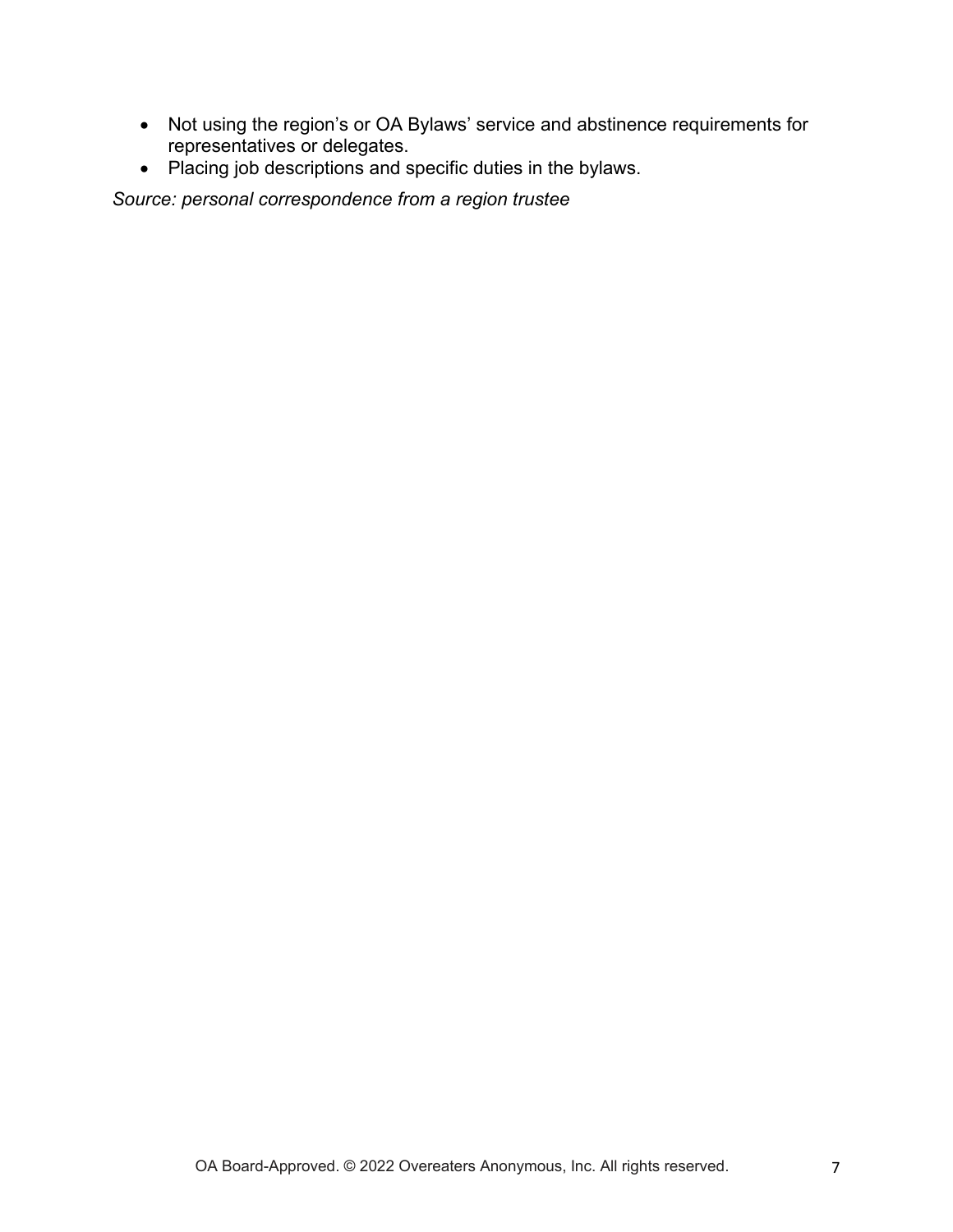- Not using the region's or OA Bylaws' service and abstinence requirements for representatives or delegates.
- Placing job descriptions and specific duties in the bylaws.

*Source: personal correspondence from a region trustee*